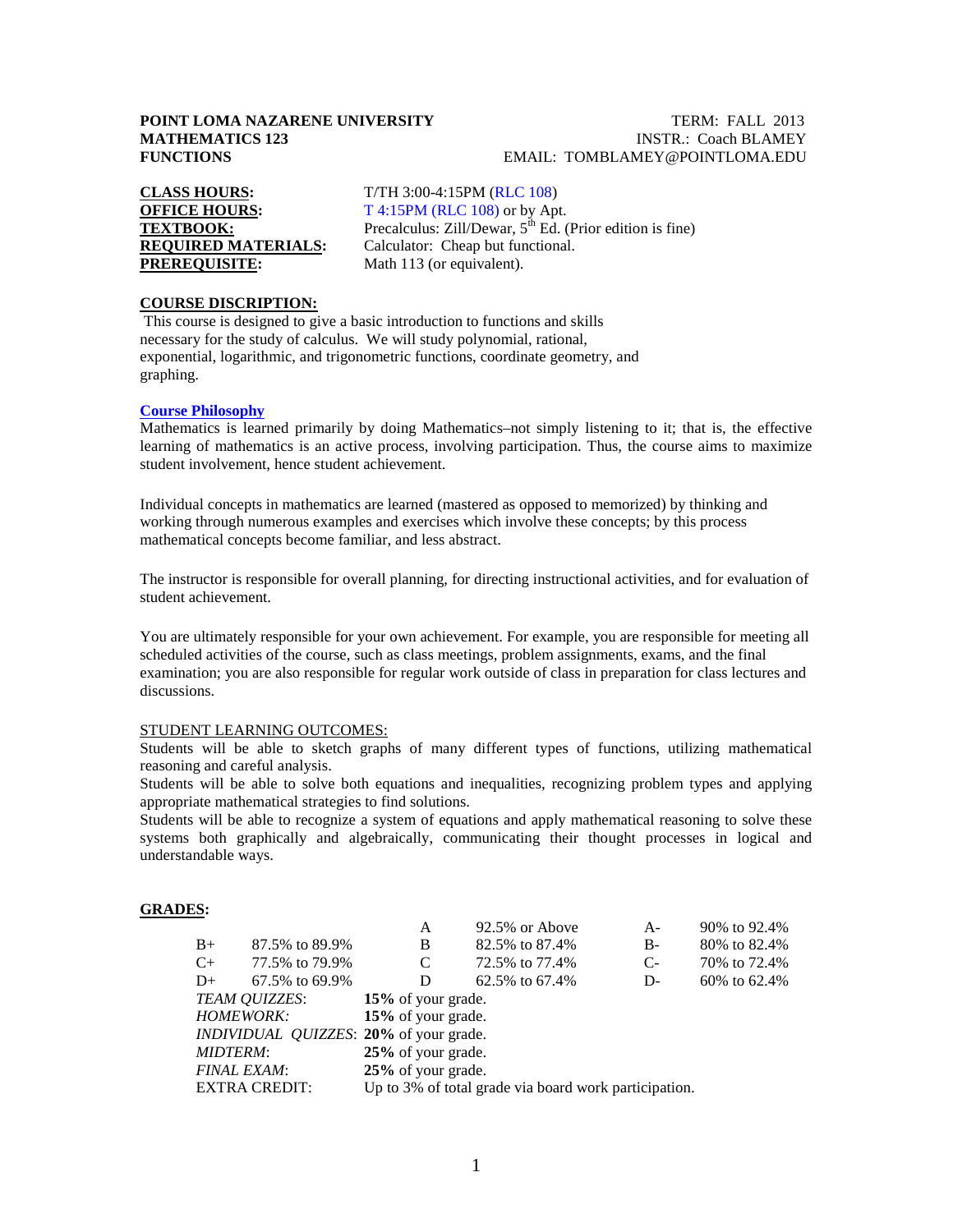**POINT LOMA NAZARENE UNIVERSITY** TERM: FALL 2013
**MATHEMATICS 123** INSTR.: Coach BLAMEY
**FUNCTIONS** EMAIL: TOMBLAMEY@POINTLOMA.EDU

**CLASS HOURS:** T/TH 3:00-4:15PM (RLC 108)
**OFFICE HOURS:** T 4:15PM (RLC 108) or by Apt.
**TEXTBOOK:** Precalculus: Zill/Dewar, 5th Ed. (Prior edition is fine)
**REQUIRED MATERIALS:** Calculator: Cheap but functional.
**PREREQUISITE:** Math 113 (or equivalent).

## COURSE DISCRIPTION:

This course is designed to give a basic introduction to functions and skills necessary for the study of calculus. We will study polynomial, rational, exponential, logarithmic, and trigonometric functions, coordinate geometry, and graphing.

## Course Philosophy

Mathematics is learned primarily by doing Mathematics–not simply listening to it; that is, the effective learning of mathematics is an active process, involving participation. Thus, the course aims to maximize student involvement, hence student achievement.

Individual concepts in mathematics are learned (mastered as opposed to memorized) by thinking and working through numerous examples and exercises which involve these concepts; by this process mathematical concepts become familiar, and less abstract.

The instructor is responsible for overall planning, for directing instructional activities, and for evaluation of student achievement.

You are ultimately responsible for your own achievement. For example, you are responsible for meeting all scheduled activities of the course, such as class meetings, problem assignments, exams, and the final examination; you are also responsible for regular work outside of class in preparation for class lectures and discussions.

## STUDENT LEARNING OUTCOMES:

Students will be able to sketch graphs of many different types of functions, utilizing mathematical reasoning and careful analysis.
Students will be able to solve both equations and inequalities, recognizing problem types and applying appropriate mathematical strategies to find solutions.
Students will be able to recognize a system of equations and apply mathematical reasoning to solve these systems both graphically and algebraically, communicating their thought processes in logical and understandable ways.

## GRADES:

| | | | | | |
|---|---|---|---|---|---|
| | | A | 92.5% or Above | A- | 90% to 92.4% |
| B+ | 87.5% to 89.9% | B | 82.5% to 87.4% | B- | 80% to 82.4% |
| C+ | 77.5% to 79.9% | C | 72.5% to 77.4% | C- | 70% to 72.4% |
| D+ | 67.5% to 69.9% | D | 62.5% to 67.4% | D- | 60% to 62.4% |

*TEAM QUIZZES*: **15%** of your grade.
*HOMEWORK:* **15%** of your grade.
*INDIVIDUAL QUIZZES*: **20%** of your grade.
*MIDTERM*: **25%** of your grade.
*FINAL EXAM*: **25%** of your grade.
EXTRA CREDIT: Up to 3% of total grade via board work participation.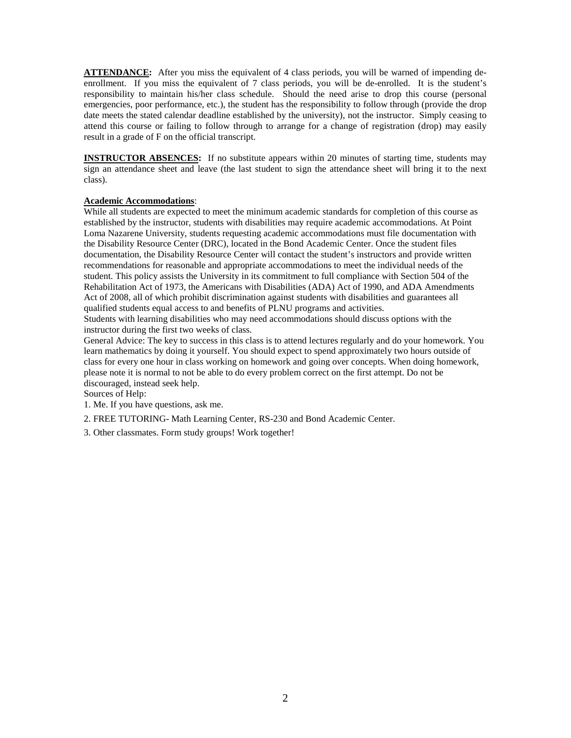**ATTENDANCE:** After you miss the equivalent of 4 class periods, you will be warned of impending de-enrollment. If you miss the equivalent of 7 class periods, you will be de-enrolled. It is the student's responsibility to maintain his/her class schedule. Should the need arise to drop this course (personal emergencies, poor performance, etc.), the student has the responsibility to follow through (provide the drop date meets the stated calendar deadline established by the university), not the instructor. Simply ceasing to attend this course or failing to follow through to arrange for a change of registration (drop) may easily result in a grade of F on the official transcript.

**INSTRUCTOR ABSENCES:** If no substitute appears within 20 minutes of starting time, students may sign an attendance sheet and leave (the last student to sign the attendance sheet will bring it to the next class).

**Academic Accommodations**:

While all students are expected to meet the minimum academic standards for completion of this course as established by the instructor, students with disabilities may require academic accommodations. At Point Loma Nazarene University, students requesting academic accommodations must file documentation with the Disability Resource Center (DRC), located in the Bond Academic Center. Once the student files documentation, the Disability Resource Center will contact the student's instructors and provide written recommendations for reasonable and appropriate accommodations to meet the individual needs of the student. This policy assists the University in its commitment to full compliance with Section 504 of the Rehabilitation Act of 1973, the Americans with Disabilities (ADA) Act of 1990, and ADA Amendments Act of 2008, all of which prohibit discrimination against students with disabilities and guarantees all qualified students equal access to and benefits of PLNU programs and activities.

Students with learning disabilities who may need accommodations should discuss options with the instructor during the first two weeks of class.

General Advice: The key to success in this class is to attend lectures regularly and do your homework. You learn mathematics by doing it yourself. You should expect to spend approximately two hours outside of class for every one hour in class working on homework and going over concepts. When doing homework, please note it is normal to not be able to do every problem correct on the first attempt. Do not be discouraged, instead seek help.

Sources of Help:

1. Me. If you have questions, ask me.
2. FREE TUTORING- Math Learning Center, RS-230 and Bond Academic Center.
3. Other classmates. Form study groups! Work together!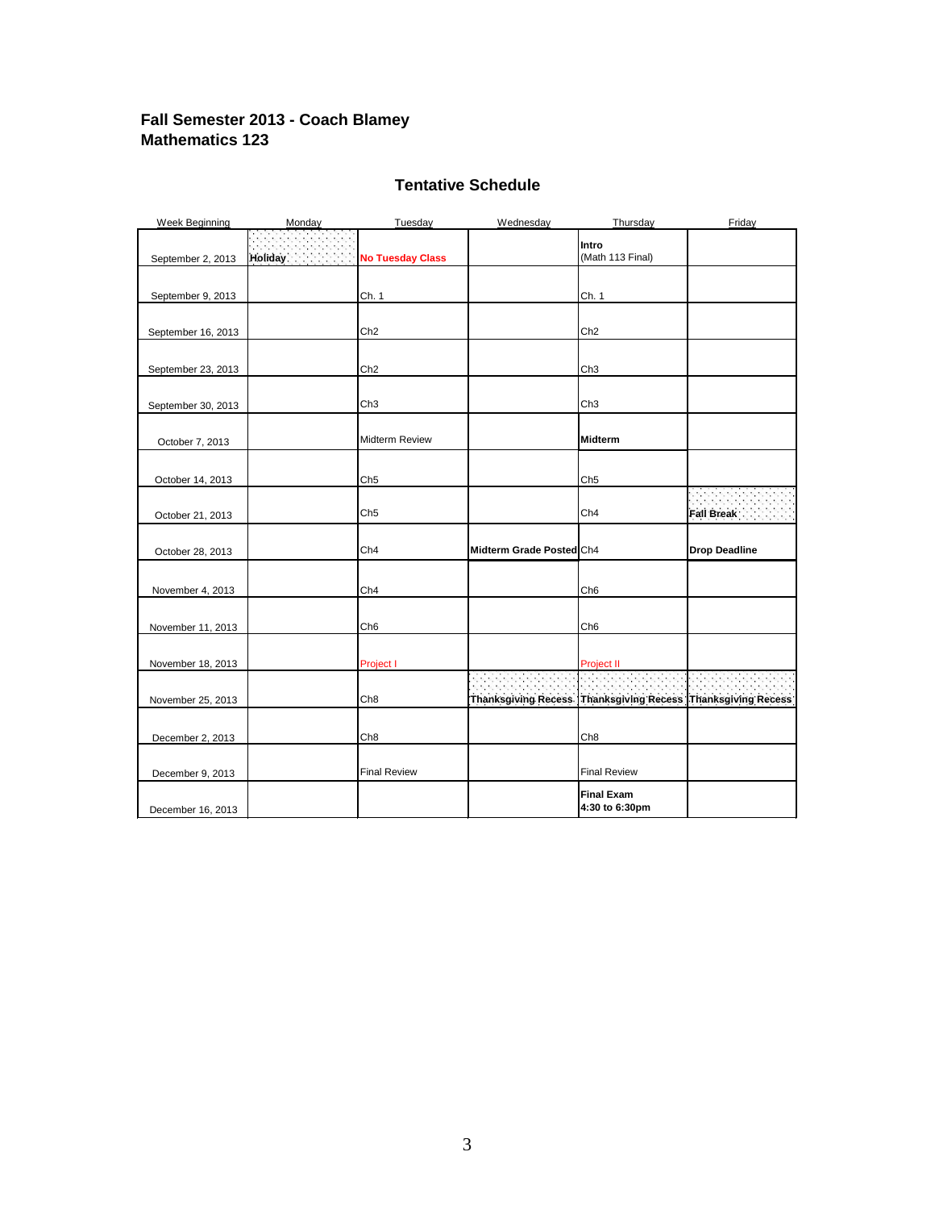**Fall Semester 2013 - Coach Blamey**
**Mathematics 123**

## Tentative Schedule

| Week Beginning | Monday | Tuesday | Wednesday | Thursday | Friday |
|---|---|---|---|---|---|
| September 2, 2013 | **Holiday** | **No Tuesday Class** | | **Intro** (Math 113 Final) | |
| September 9, 2013 | | Ch. 1 | | Ch. 1 | |
| September 16, 2013 | | Ch2 | | Ch2 | |
| September 23, 2013 | | Ch2 | | Ch3 | |
| September 30, 2013 | | Ch3 | | Ch3 | |
| October 7, 2013 | | Midterm Review | | **Midterm** | |
| October 14, 2013 | | Ch5 | | Ch5 | |
| October 21, 2013 | | Ch5 | | Ch4 | **Fall Break** |
| October 28, 2013 | | Ch4 | **Midterm Grade Posted** | Ch4 | **Drop Deadline** |
| November 4, 2013 | | Ch4 | | Ch6 | |
| November 11, 2013 | | Ch6 | | Ch6 | |
| November 18, 2013 | | Project I | | Project II | |
| November 25, 2013 | | Ch8 | **Thanksgiving Recess** | **Thanksgiving Recess** | **Thanksgiving Recess** |
| December 2, 2013 | | Ch8 | | Ch8 | |
| December 9, 2013 | | Final Review | | Final Review | |
| December 16, 2013 | | | | **Final Exam 4:30 to 6:30pm** | |